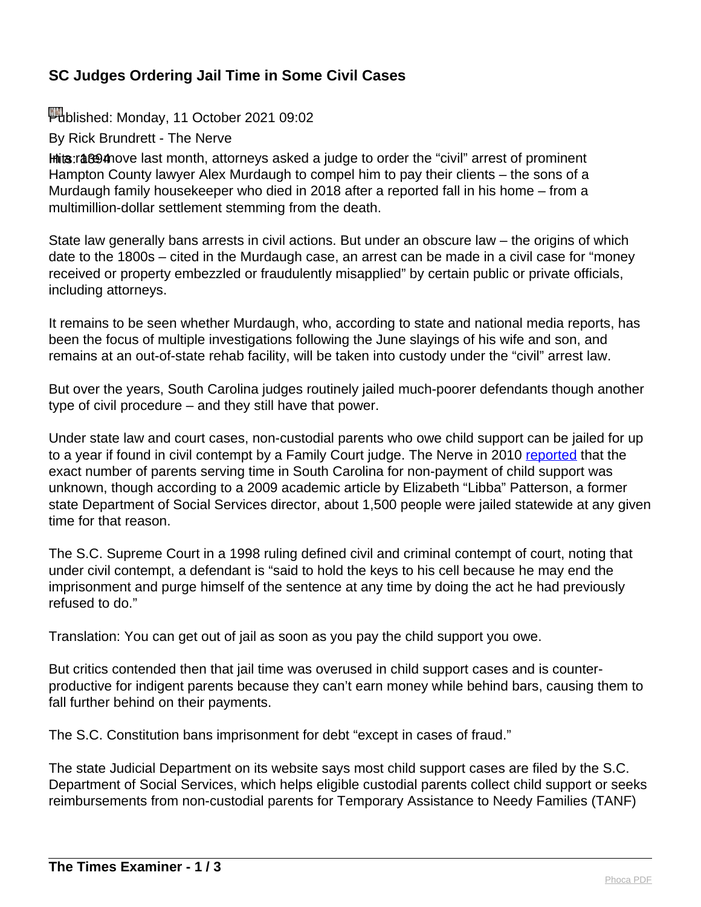## SC Judges Ordering Jail Time in Some Civil Cases

Published: Monday, 11 October 2021 09:02

By Rick Brundrett - The Nerve

Hits: 1894

In a rare move last month, attorneys asked a judge to order the "civil" arrest of prominent Hampton County lawyer Alex Murdaugh to compel him to pay their clients – the sons of a Murdaugh family housekeeper who died in 2018 after a reported fall in his home – from a multimillion-dollar settlement stemming from the death.

State law generally bans arrests in civil actions. But under an obscure law – the origins of which date to the 1800s – cited in the Murdaugh case, an arrest can be made in a civil case for "money received or property embezzled or fraudulently misapplied" by certain public or private officials, including attorneys.

It remains to be seen whether Murdaugh, who, according to state and national media reports, has been the focus of multiple investigations following the June slayings of his wife and son, and remains at an out-of-state rehab facility, will be taken into custody under the "civil" arrest law.

But over the years, South Carolina judges routinely jailed much-poorer defendants though another type of civil procedure – and they still have that power.

Under state law and court cases, non-custodial parents who owe child support can be jailed for up to a year if found in civil contempt by a Family Court judge. The Nerve in 2010 reported that the exact number of parents serving time in South Carolina for non-payment of child support was unknown, though according to a 2009 academic article by Elizabeth "Libba" Patterson, a former state Department of Social Services director, about 1,500 people were jailed statewide at any given time for that reason.

The S.C. Supreme Court in a 1998 ruling defined civil and criminal contempt of court, noting that under civil contempt, a defendant is "said to hold the keys to his cell because he may end the imprisonment and purge himself of the sentence at any time by doing the act he had previously refused to do."

Translation: You can get out of jail as soon as you pay the child support you owe.

But critics contended then that jail time was overused in child support cases and is counter-productive for indigent parents because they can't earn money while behind bars, causing them to fall further behind on their payments.

The S.C. Constitution bans imprisonment for debt "except in cases of fraud."

The state Judicial Department on its website says most child support cases are filed by the S.C. Department of Social Services, which helps eligible custodial parents collect child support or seeks reimbursements from non-custodial parents for Temporary Assistance to Needy Families (TANF)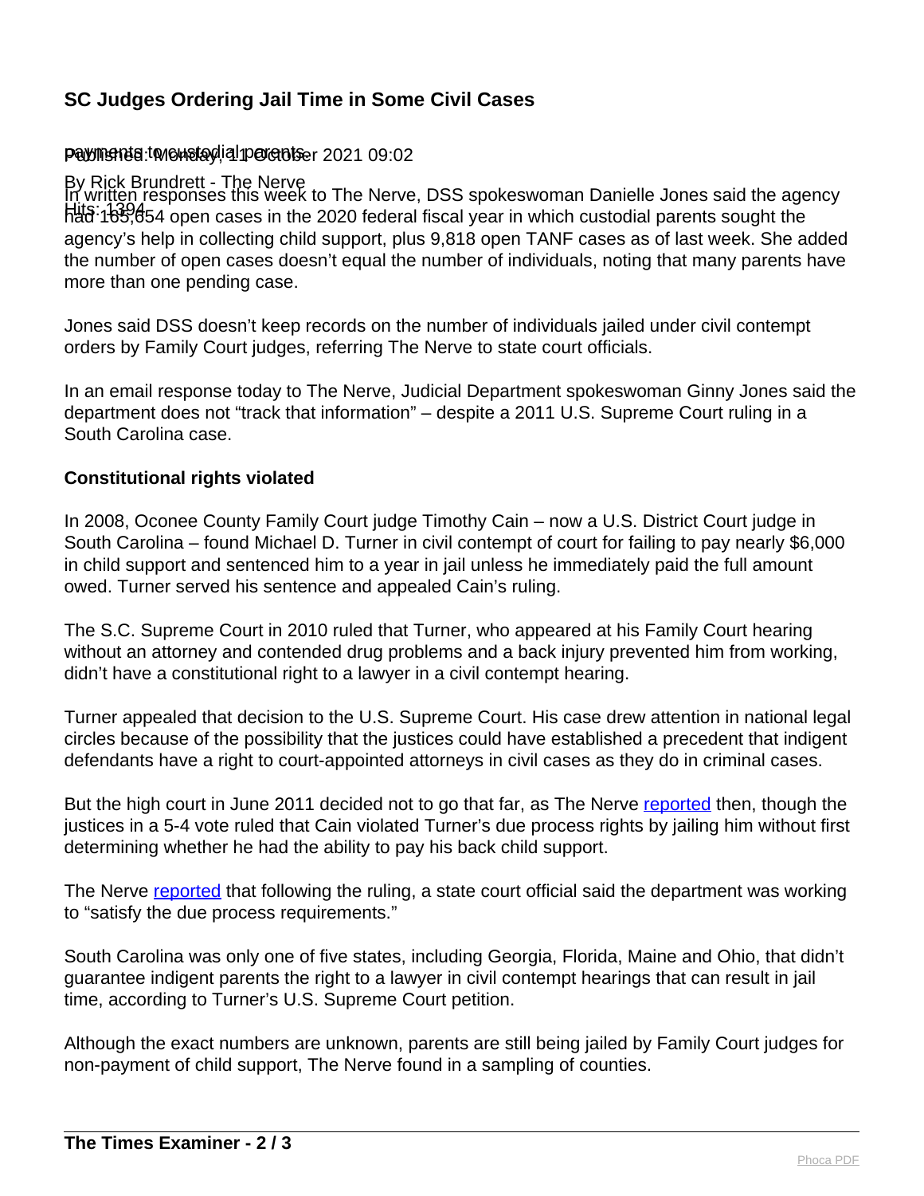payments to custodial parents.

In written responses this week to The Nerve, DSS spokeswoman Danielle Jones said the agency had 165,654 open cases in the 2020 federal fiscal year in which custodial parents sought the agency's help in collecting child support, plus 9,818 open TANF cases as of last week. She added the number of open cases doesn't equal the number of individuals, noting that many parents have more than one pending case.

Jones said DSS doesn't keep records on the number of individuals jailed under civil contempt orders by Family Court judges, referring The Nerve to state court officials.

In an email response today to The Nerve, Judicial Department spokeswoman Ginny Jones said the department does not "track that information" – despite a 2011 U.S. Supreme Court ruling in a South Carolina case.

**Constitutional rights violated**

In 2008, Oconee County Family Court judge Timothy Cain – now a U.S. District Court judge in South Carolina – found Michael D. Turner in civil contempt of court for failing to pay nearly $6,000 in child support and sentenced him to a year in jail unless he immediately paid the full amount owed. Turner served his sentence and appealed Cain's ruling.

The S.C. Supreme Court in 2010 ruled that Turner, who appeared at his Family Court hearing without an attorney and contended drug problems and a back injury prevented him from working, didn't have a constitutional right to a lawyer in a civil contempt hearing.

Turner appealed that decision to the U.S. Supreme Court. His case drew attention in national legal circles because of the possibility that the justices could have established a precedent that indigent defendants have a right to court-appointed attorneys in civil cases as they do in criminal cases.

But the high court in June 2011 decided not to go that far, as The Nerve reported then, though the justices in a 5-4 vote ruled that Cain violated Turner's due process rights by jailing him without first determining whether he had the ability to pay his back child support.

The Nerve reported that following the ruling, a state court official said the department was working to "satisfy the due process requirements."

South Carolina was only one of five states, including Georgia, Florida, Maine and Ohio, that didn't guarantee indigent parents the right to a lawyer in civil contempt hearings that can result in jail time, according to Turner's U.S. Supreme Court petition.

Although the exact numbers are unknown, parents are still being jailed by Family Court judges for non-payment of child support, The Nerve found in a sampling of counties.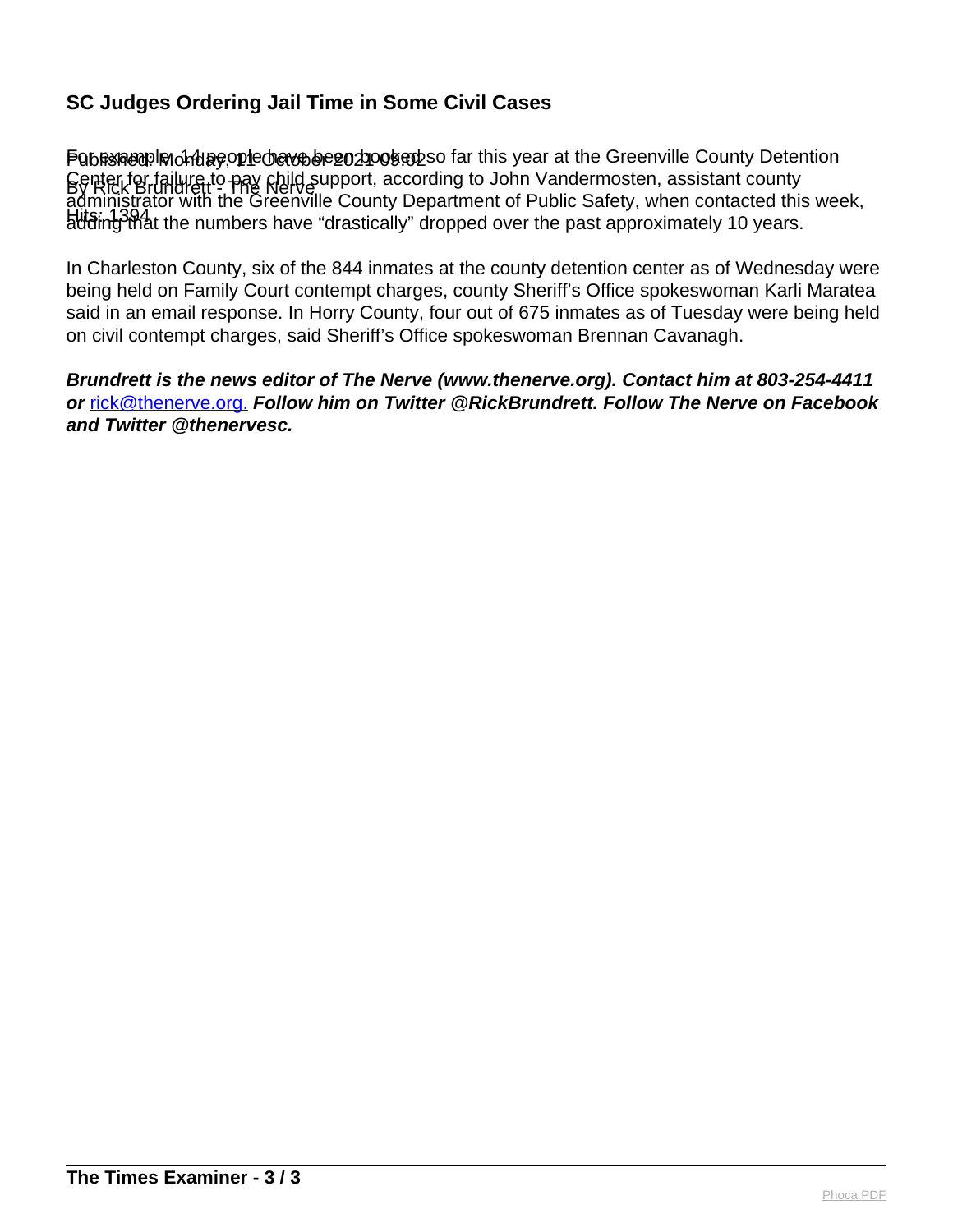For example, 14 people have been booked so far this year at the Greenville County Detention Center for failure to pay child support, according to John Vandermosten, assistant county administrator with the Greenville County Department of Public Safety, when contacted this week, adding that the numbers have "drastically" dropped over the past approximately 10 years.

In Charleston County, six of the 844 inmates at the county detention center as of Wednesday were being held on Family Court contempt charges, county Sheriff's Office spokeswoman Karli Maratea said in an email response. In Horry County, four out of 675 inmates as of Tuesday were being held on civil contempt charges, said Sheriff's Office spokeswoman Brennan Cavanagh.

***Brundrett is the news editor of The Nerve (www.thenerve.org). Contact him at 803-254-4411 or*** [rick@thenerve.org.](mailto:rick@thenerve.org) ***Follow him on Twitter @RickBrundrett. Follow The Nerve on Facebook and Twitter @thenervesc.***